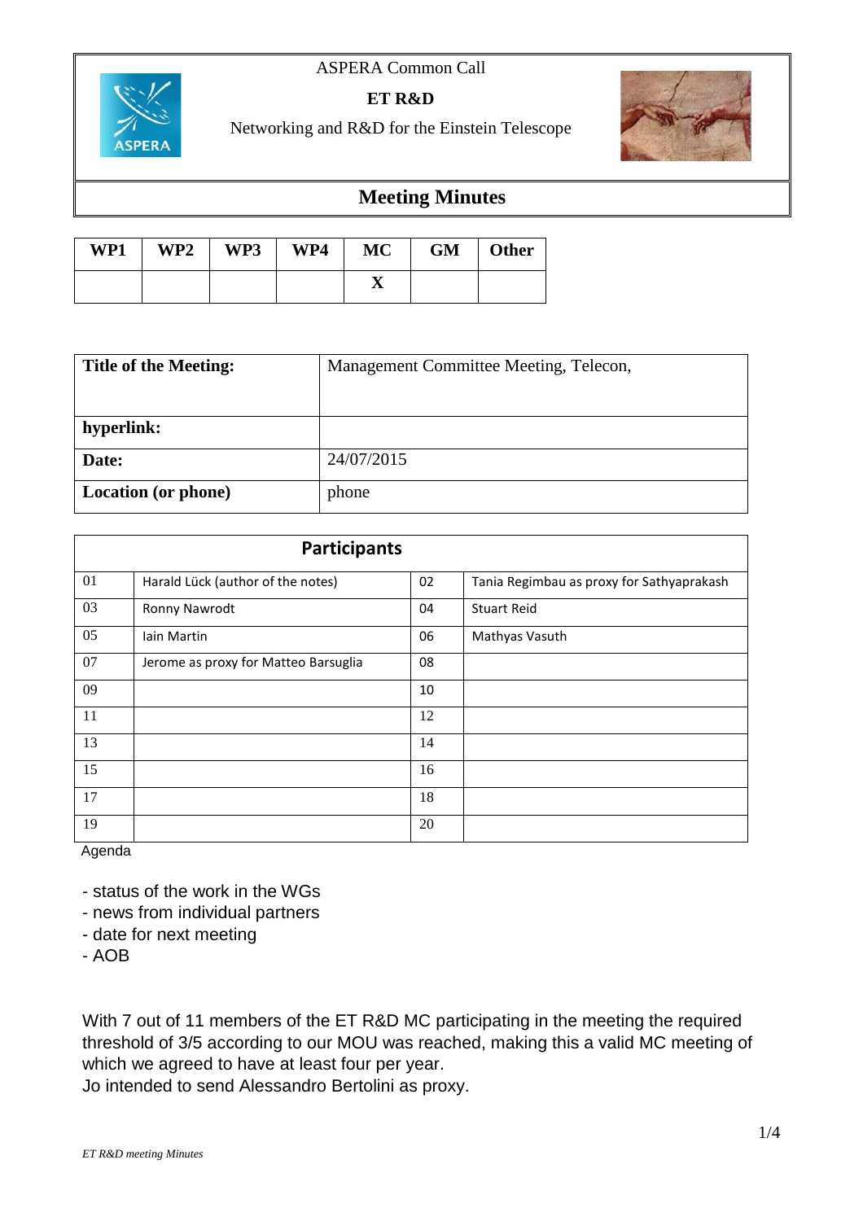ASPERA Common Call

**ET R&D**

Networking and R&D for the Einstein Telescope

# Meeting Minutes

| WP1 | WP2 | WP3 | WP4 | MC | GM | Other |
|---|---|---|---|---|---|---|
| | | | | X | | |

| **Title of the Meeting:** | Management Committee Meeting, Telecon, |
|---|---|
| **hyperlink:** | |
| **Date:** | 24/07/2015 |
| **Location (or phone)** | phone |

| **Participants** | | | |
|---|---|---|---|
| 01 | Harald Lück (author of the notes) | 02 | Tania Regimbau as proxy for Sathyaprakash |
| 03 | Ronny Nawrodt | 04 | Stuart Reid |
| 05 | Iain Martin | 06 | Mathyas Vasuth |
| 07 | Jerome as proxy for Matteo Barsuglia | 08 | |
| 09 | | 10 | |
| 11 | | 12 | |
| 13 | | 14 | |
| 15 | | 16 | |
| 17 | | 18 | |
| 19 | | 20 | |

Agenda

- status of the work in the WGs
- news from individual partners
- date for next meeting
- AOB

With 7 out of 11 members of the ET R&D MC participating in the meeting the required threshold of 3/5 according to our MOU was reached, making this a valid MC meeting of which we agreed to have at least four per year.
Jo intended to send Alessandro Bertolini as proxy.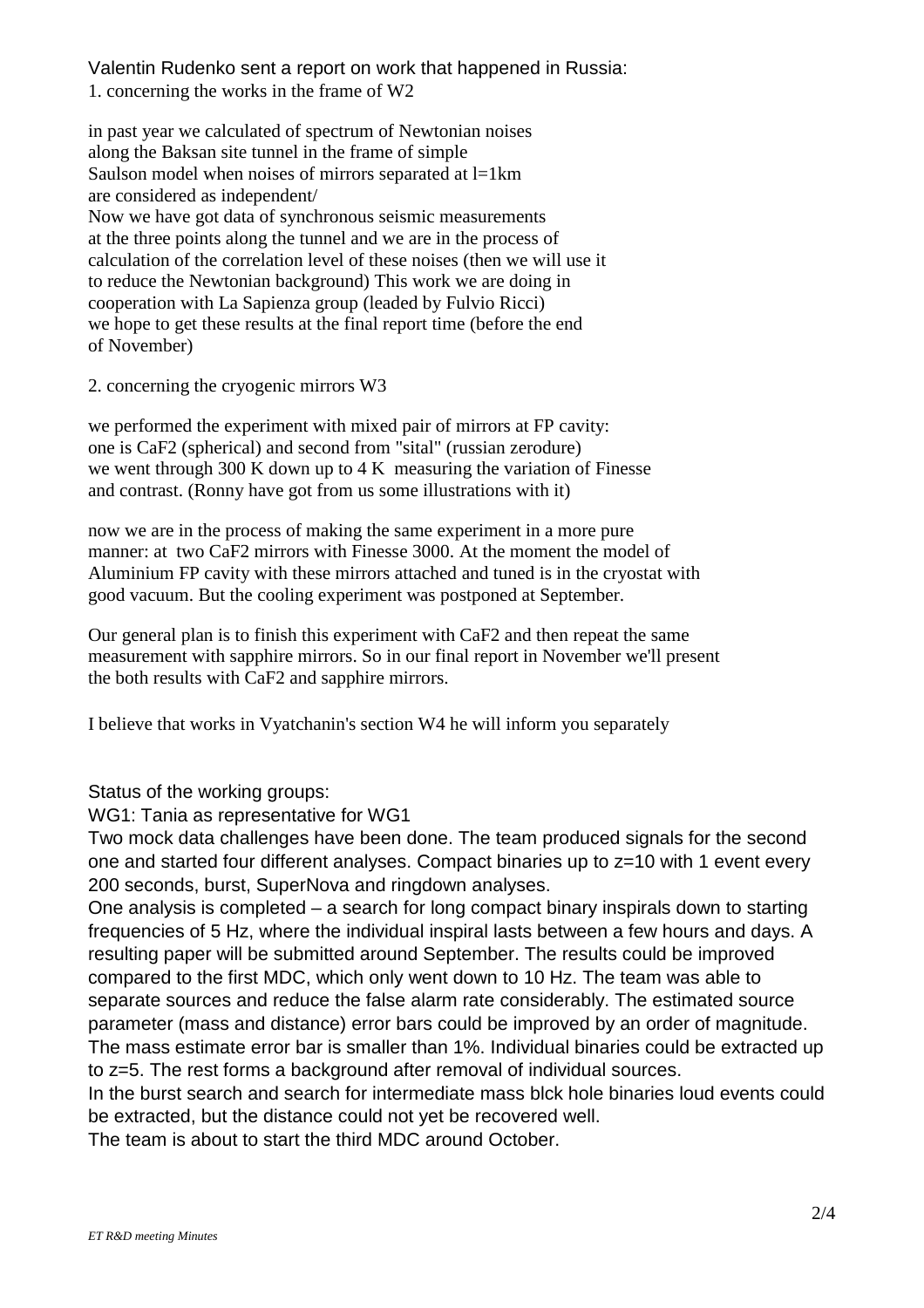Valentin Rudenko sent a report on work that happened in Russia:

1. concerning the works in the frame of W2

in past year we calculated of spectrum of Newtonian noises
along the Baksan site tunnel in the frame of simple
Saulson model when noises of mirrors separated at l=1km
are considered as independent/
Now we have got data of synchronous seismic measurements
at the three points along the tunnel and we are in the process of
calculation of the correlation level of these noises (then we will use it
to reduce the Newtonian background) This work we are doing in
cooperation with La Sapienza group (leaded by Fulvio Ricci)
we hope to get these results at the final report time (before the end
of November)

2. concerning the cryogenic mirrors W3

we performed the experiment with mixed pair of mirrors at FP cavity:
one is CaF2 (spherical) and second from "sital" (russian zerodure)
we went through 300 K down up to 4 K measuring the variation of Finesse
and contrast. (Ronny have got from us some illustrations with it)

now we are in the process of making the same experiment in a more pure
manner: at two CaF2 mirrors with Finesse 3000. At the moment the model of
Aluminium FP cavity with these mirrors attached and tuned is in the cryostat with
good vacuum. But the cooling experiment was postponed at September.

Our general plan is to finish this experiment with CaF2 and then repeat the same
measurement with sapphire mirrors. So in our final report in November we'll present
the both results with CaF2 and sapphire mirrors.

I believe that works in Vyatchanin's section W4 he will inform you separately

Status of the working groups:

WG1: Tania as representative for WG1

Two mock data challenges have been done. The team produced signals for the second one and started four different analyses. Compact binaries up to z=10 with 1 event every 200 seconds, burst, SuperNova and ringdown analyses.

One analysis is completed – a search for long compact binary inspirals down to starting frequencies of 5 Hz, where the individual inspiral lasts between a few hours and days. A resulting paper will be submitted around September. The results could be improved compared to the first MDC, which only went down to 10 Hz. The team was able to separate sources and reduce the false alarm rate considerably. The estimated source parameter (mass and distance) error bars could be improved by an order of magnitude. The mass estimate error bar is smaller than 1%. Individual binaries could be extracted up to z=5. The rest forms a background after removal of individual sources.

In the burst search and search for intermediate mass blck hole binaries loud events could be extracted, but the distance could not yet be recovered well.

The team is about to start the third MDC around October.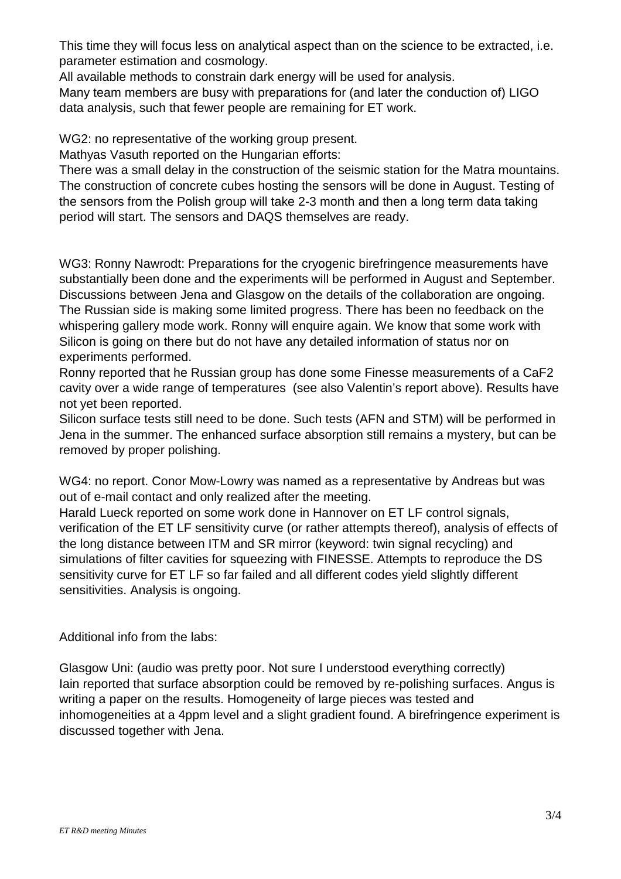This time they will focus less on analytical aspect than on the science to be extracted, i.e. parameter estimation and cosmology.
All available methods to constrain dark energy will be used for analysis.
Many team members are busy with preparations for (and later the conduction of) LIGO data analysis, such that fewer people are remaining for ET work.

WG2: no representative of the working group present.
Mathyas Vasuth reported on the Hungarian efforts:
There was a small delay in the construction of the seismic station for the Matra mountains. The construction of concrete cubes hosting the sensors will be done in August. Testing of the sensors from the Polish group will take 2-3 month and then a long term data taking period will start. The sensors and DAQS themselves are ready.

WG3: Ronny Nawrodt: Preparations for the cryogenic birefringence measurements have substantially been done and the experiments will be performed in August and September. Discussions between Jena and Glasgow on the details of the collaboration are ongoing. The Russian side is making some limited progress. There has been no feedback on the whispering gallery mode work. Ronny will enquire again. We know that some work with Silicon is going on there but do not have any detailed information of status nor on experiments performed.
Ronny reported that he Russian group has done some Finesse measurements of a $CaF_2$ cavity over a wide range of temperatures (see also Valentin's report above). Results have not yet been reported.
Silicon surface tests still need to be done. Such tests (AFN and STM) will be performed in Jena in the summer. The enhanced surface absorption still remains a mystery, but can be removed by proper polishing.

WG4: no report. Conor Mow-Lowry was named as a representative by Andreas but was out of e-mail contact and only realized after the meeting.
Harald Lueck reported on some work done in Hannover on ET LF control signals, verification of the ET LF sensitivity curve (or rather attempts thereof), analysis of effects of the long distance between ITM and SR mirror (keyword: twin signal recycling) and simulations of filter cavities for squeezing with FINESSE. Attempts to reproduce the DS sensitivity curve for ET LF so far failed and all different codes yield slightly different sensitivities. Analysis is ongoing.

Additional info from the labs:

Glasgow Uni: (audio was pretty poor. Not sure I understood everything correctly)
Iain reported that surface absorption could be removed by re-polishing surfaces. Angus is writing a paper on the results. Homogeneity of large pieces was tested and inhomogeneities at a 4ppm level and a slight gradient found. A birefringence experiment is discussed together with Jena.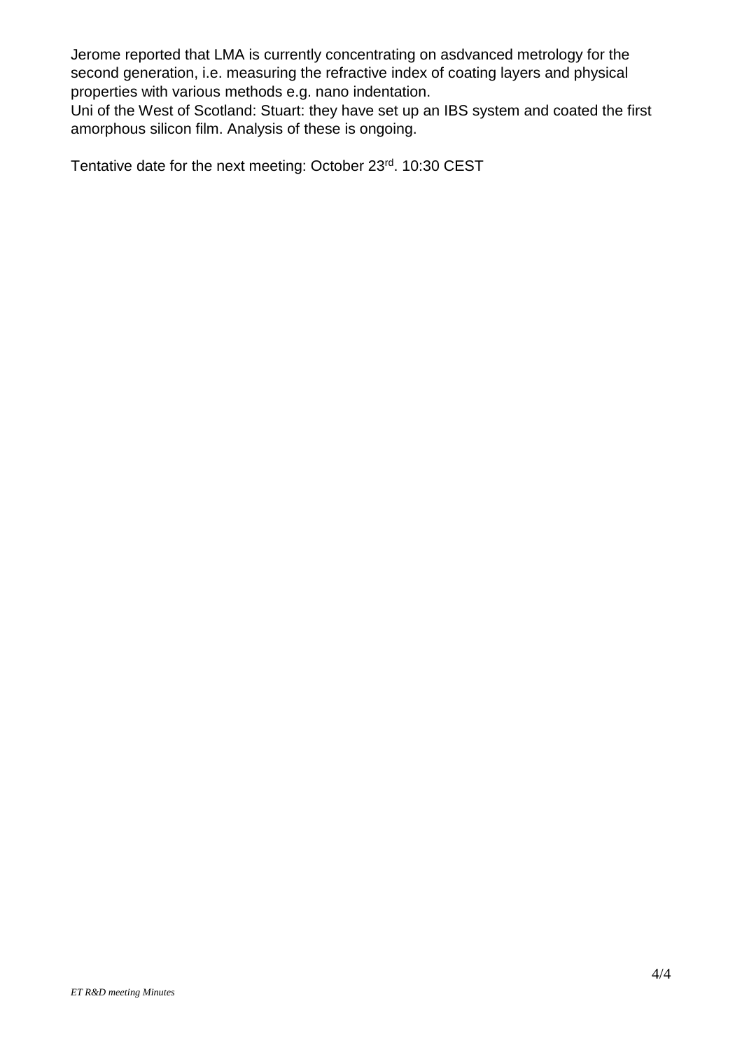Jerome reported that LMA is currently concentrating on asdvanced metrology for the second generation, i.e. measuring the refractive index of coating layers and physical properties with various methods e.g. nano indentation.
Uni of the West of Scotland: Stuart: they have set up an IBS system and coated the first amorphous silicon film. Analysis of these is ongoing.

Tentative date for the next meeting: October 23rd. 10:30 CEST